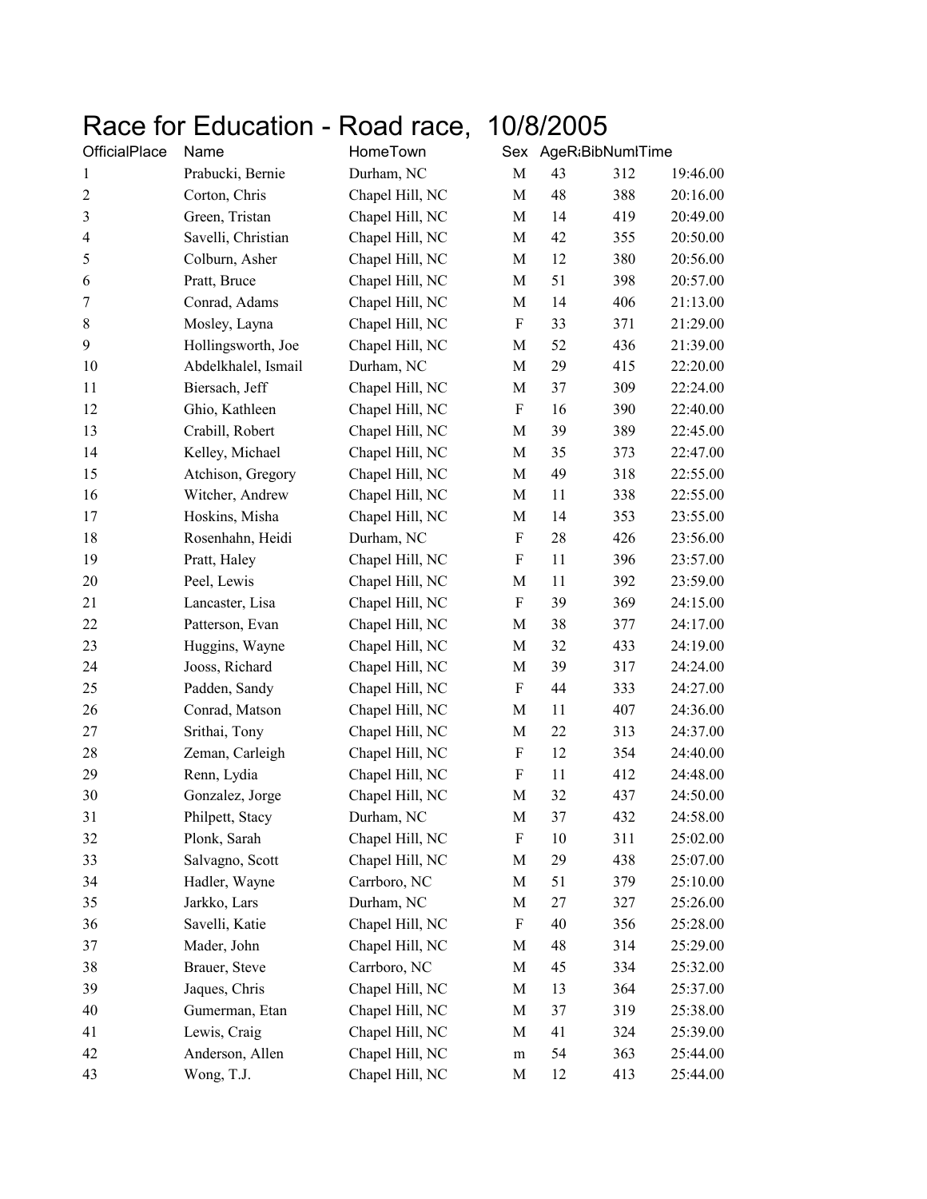# Race for Education - Road race, 10/8/2005

| OfficialPlace | Name | HomeTown | Sex | AgeR: | BibNuml | Time |
|---|---|---|---|---|---|---|
| 1 | Prabucki, Bernie | Durham, NC | M | 43 | 312 | 19:46.00 |
| 2 | Corton, Chris | Chapel Hill, NC | M | 48 | 388 | 20:16.00 |
| 3 | Green, Tristan | Chapel Hill, NC | M | 14 | 419 | 20:49.00 |
| 4 | Savelli, Christian | Chapel Hill, NC | M | 42 | 355 | 20:50.00 |
| 5 | Colburn, Asher | Chapel Hill, NC | M | 12 | 380 | 20:56.00 |
| 6 | Pratt, Bruce | Chapel Hill, NC | M | 51 | 398 | 20:57.00 |
| 7 | Conrad, Adams | Chapel Hill, NC | M | 14 | 406 | 21:13.00 |
| 8 | Mosley, Layna | Chapel Hill, NC | F | 33 | 371 | 21:29.00 |
| 9 | Hollingsworth, Joe | Chapel Hill, NC | M | 52 | 436 | 21:39.00 |
| 10 | Abdelkhalel, Ismail | Durham, NC | M | 29 | 415 | 22:20.00 |
| 11 | Biersach, Jeff | Chapel Hill, NC | M | 37 | 309 | 22:24.00 |
| 12 | Ghio, Kathleen | Chapel Hill, NC | F | 16 | 390 | 22:40.00 |
| 13 | Crabill, Robert | Chapel Hill, NC | M | 39 | 389 | 22:45.00 |
| 14 | Kelley, Michael | Chapel Hill, NC | M | 35 | 373 | 22:47.00 |
| 15 | Atchison, Gregory | Chapel Hill, NC | M | 49 | 318 | 22:55.00 |
| 16 | Witcher, Andrew | Chapel Hill, NC | M | 11 | 338 | 22:55.00 |
| 17 | Hoskins, Misha | Chapel Hill, NC | M | 14 | 353 | 23:55.00 |
| 18 | Rosenhahn, Heidi | Durham, NC | F | 28 | 426 | 23:56.00 |
| 19 | Pratt, Haley | Chapel Hill, NC | F | 11 | 396 | 23:57.00 |
| 20 | Peel, Lewis | Chapel Hill, NC | M | 11 | 392 | 23:59.00 |
| 21 | Lancaster, Lisa | Chapel Hill, NC | F | 39 | 369 | 24:15.00 |
| 22 | Patterson, Evan | Chapel Hill, NC | M | 38 | 377 | 24:17.00 |
| 23 | Huggins, Wayne | Chapel Hill, NC | M | 32 | 433 | 24:19.00 |
| 24 | Jooss, Richard | Chapel Hill, NC | M | 39 | 317 | 24:24.00 |
| 25 | Padden, Sandy | Chapel Hill, NC | F | 44 | 333 | 24:27.00 |
| 26 | Conrad, Matson | Chapel Hill, NC | M | 11 | 407 | 24:36.00 |
| 27 | Srithai, Tony | Chapel Hill, NC | M | 22 | 313 | 24:37.00 |
| 28 | Zeman, Carleigh | Chapel Hill, NC | F | 12 | 354 | 24:40.00 |
| 29 | Renn, Lydia | Chapel Hill, NC | F | 11 | 412 | 24:48.00 |
| 30 | Gonzalez, Jorge | Chapel Hill, NC | M | 32 | 437 | 24:50.00 |
| 31 | Philpett, Stacy | Durham, NC | M | 37 | 432 | 24:58.00 |
| 32 | Plonk, Sarah | Chapel Hill, NC | F | 10 | 311 | 25:02.00 |
| 33 | Salvagno, Scott | Chapel Hill, NC | M | 29 | 438 | 25:07.00 |
| 34 | Hadler, Wayne | Carrboro, NC | M | 51 | 379 | 25:10.00 |
| 35 | Jarkko, Lars | Durham, NC | M | 27 | 327 | 25:26.00 |
| 36 | Savelli, Katie | Chapel Hill, NC | F | 40 | 356 | 25:28.00 |
| 37 | Mader, John | Chapel Hill, NC | M | 48 | 314 | 25:29.00 |
| 38 | Brauer, Steve | Carrboro, NC | M | 45 | 334 | 25:32.00 |
| 39 | Jaques, Chris | Chapel Hill, NC | M | 13 | 364 | 25:37.00 |
| 40 | Gumerman, Etan | Chapel Hill, NC | M | 37 | 319 | 25:38.00 |
| 41 | Lewis, Craig | Chapel Hill, NC | M | 41 | 324 | 25:39.00 |
| 42 | Anderson, Allen | Chapel Hill, NC | m | 54 | 363 | 25:44.00 |
| 43 | Wong, T.J. | Chapel Hill, NC | M | 12 | 413 | 25:44.00 |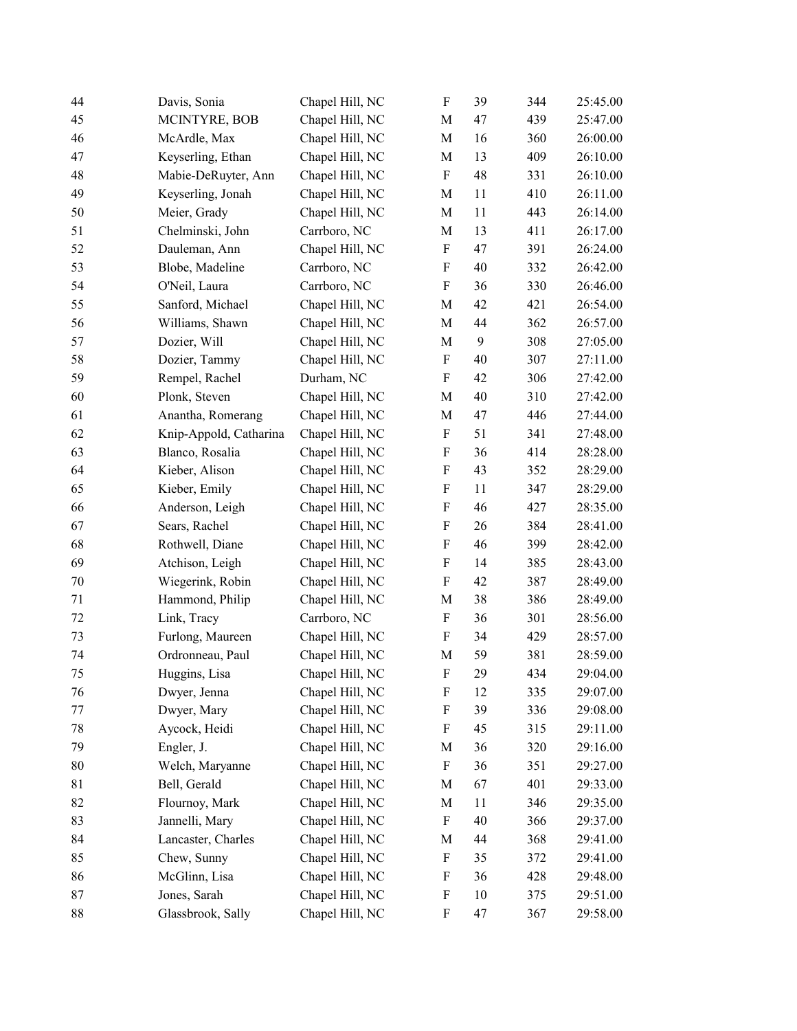| | | | | | | |
|---|---|---|---|---|---|---|
| 44 | Davis, Sonia | Chapel Hill, NC | F | 39 | 344 | 25:45.00 |
| 45 | MCINTYRE, BOB | Chapel Hill, NC | M | 47 | 439 | 25:47.00 |
| 46 | McArdle, Max | Chapel Hill, NC | M | 16 | 360 | 26:00.00 |
| 47 | Keyserling, Ethan | Chapel Hill, NC | M | 13 | 409 | 26:10.00 |
| 48 | Mabie-DeRuyter, Ann | Chapel Hill, NC | F | 48 | 331 | 26:10.00 |
| 49 | Keyserling, Jonah | Chapel Hill, NC | M | 11 | 410 | 26:11.00 |
| 50 | Meier, Grady | Chapel Hill, NC | M | 11 | 443 | 26:14.00 |
| 51 | Chelminski, John | Carrboro, NC | M | 13 | 411 | 26:17.00 |
| 52 | Dauleman, Ann | Chapel Hill, NC | F | 47 | 391 | 26:24.00 |
| 53 | Blobe, Madeline | Carrboro, NC | F | 40 | 332 | 26:42.00 |
| 54 | O'Neil, Laura | Carrboro, NC | F | 36 | 330 | 26:46.00 |
| 55 | Sanford, Michael | Chapel Hill, NC | M | 42 | 421 | 26:54.00 |
| 56 | Williams, Shawn | Chapel Hill, NC | M | 44 | 362 | 26:57.00 |
| 57 | Dozier, Will | Chapel Hill, NC | M | 9 | 308 | 27:05.00 |
| 58 | Dozier, Tammy | Chapel Hill, NC | F | 40 | 307 | 27:11.00 |
| 59 | Rempel, Rachel | Durham, NC | F | 42 | 306 | 27:42.00 |
| 60 | Plonk, Steven | Chapel Hill, NC | M | 40 | 310 | 27:42.00 |
| 61 | Anantha, Romerang | Chapel Hill, NC | M | 47 | 446 | 27:44.00 |
| 62 | Knip-Appold, Catharina | Chapel Hill, NC | F | 51 | 341 | 27:48.00 |
| 63 | Blanco, Rosalia | Chapel Hill, NC | F | 36 | 414 | 28:28.00 |
| 64 | Kieber, Alison | Chapel Hill, NC | F | 43 | 352 | 28:29.00 |
| 65 | Kieber, Emily | Chapel Hill, NC | F | 11 | 347 | 28:29.00 |
| 66 | Anderson, Leigh | Chapel Hill, NC | F | 46 | 427 | 28:35.00 |
| 67 | Sears, Rachel | Chapel Hill, NC | F | 26 | 384 | 28:41.00 |
| 68 | Rothwell, Diane | Chapel Hill, NC | F | 46 | 399 | 28:42.00 |
| 69 | Atchison, Leigh | Chapel Hill, NC | F | 14 | 385 | 28:43.00 |
| 70 | Wiegerink, Robin | Chapel Hill, NC | F | 42 | 387 | 28:49.00 |
| 71 | Hammond, Philip | Chapel Hill, NC | M | 38 | 386 | 28:49.00 |
| 72 | Link, Tracy | Carrboro, NC | F | 36 | 301 | 28:56.00 |
| 73 | Furlong, Maureen | Chapel Hill, NC | F | 34 | 429 | 28:57.00 |
| 74 | Ordronneau, Paul | Chapel Hill, NC | M | 59 | 381 | 28:59.00 |
| 75 | Huggins, Lisa | Chapel Hill, NC | F | 29 | 434 | 29:04.00 |
| 76 | Dwyer, Jenna | Chapel Hill, NC | F | 12 | 335 | 29:07.00 |
| 77 | Dwyer, Mary | Chapel Hill, NC | F | 39 | 336 | 29:08.00 |
| 78 | Aycock, Heidi | Chapel Hill, NC | F | 45 | 315 | 29:11.00 |
| 79 | Engler, J. | Chapel Hill, NC | M | 36 | 320 | 29:16.00 |
| 80 | Welch, Maryanne | Chapel Hill, NC | F | 36 | 351 | 29:27.00 |
| 81 | Bell, Gerald | Chapel Hill, NC | M | 67 | 401 | 29:33.00 |
| 82 | Flournoy, Mark | Chapel Hill, NC | M | 11 | 346 | 29:35.00 |
| 83 | Jannelli, Mary | Chapel Hill, NC | F | 40 | 366 | 29:37.00 |
| 84 | Lancaster, Charles | Chapel Hill, NC | M | 44 | 368 | 29:41.00 |
| 85 | Chew, Sunny | Chapel Hill, NC | F | 35 | 372 | 29:41.00 |
| 86 | McGlinn, Lisa | Chapel Hill, NC | F | 36 | 428 | 29:48.00 |
| 87 | Jones, Sarah | Chapel Hill, NC | F | 10 | 375 | 29:51.00 |
| 88 | Glassbrook, Sally | Chapel Hill, NC | F | 47 | 367 | 29:58.00 |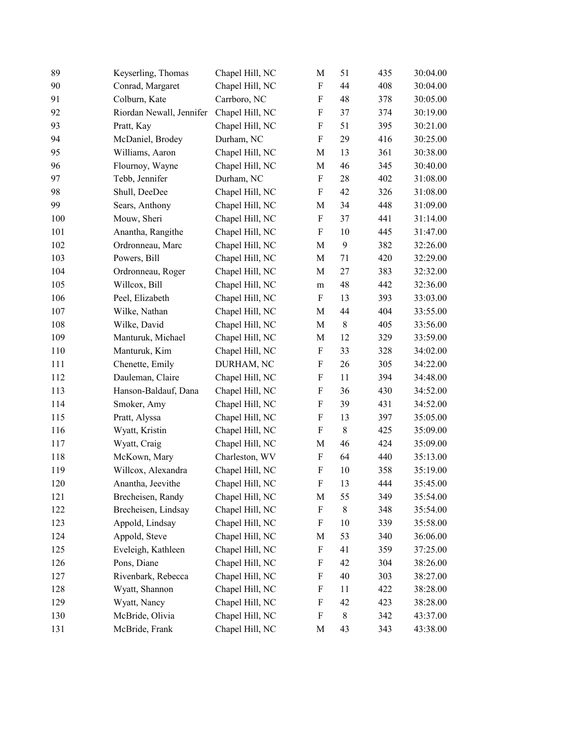| | | | | | | |
|---|---|---|---|---|---|---|
| 89 | Keyserling, Thomas | Chapel Hill, NC | M | 51 | 435 | 30:04.00 |
| 90 | Conrad, Margaret | Chapel Hill, NC | F | 44 | 408 | 30:04.00 |
| 91 | Colburn, Kate | Carrboro, NC | F | 48 | 378 | 30:05.00 |
| 92 | Riordan Newall, Jennifer | Chapel Hill, NC | F | 37 | 374 | 30:19.00 |
| 93 | Pratt, Kay | Chapel Hill, NC | F | 51 | 395 | 30:21.00 |
| 94 | McDaniel, Brodey | Durham, NC | F | 29 | 416 | 30:25.00 |
| 95 | Williams, Aaron | Chapel Hill, NC | M | 13 | 361 | 30:38.00 |
| 96 | Flournoy, Wayne | Chapel Hill, NC | M | 46 | 345 | 30:40.00 |
| 97 | Tebb, Jennifer | Durham, NC | F | 28 | 402 | 31:08.00 |
| 98 | Shull, DeeDee | Chapel Hill, NC | F | 42 | 326 | 31:08.00 |
| 99 | Sears, Anthony | Chapel Hill, NC | M | 34 | 448 | 31:09.00 |
| 100 | Mouw, Sheri | Chapel Hill, NC | F | 37 | 441 | 31:14.00 |
| 101 | Anantha, Rangithe | Chapel Hill, NC | F | 10 | 445 | 31:47.00 |
| 102 | Ordronneau, Marc | Chapel Hill, NC | M | 9 | 382 | 32:26.00 |
| 103 | Powers, Bill | Chapel Hill, NC | M | 71 | 420 | 32:29.00 |
| 104 | Ordronneau, Roger | Chapel Hill, NC | M | 27 | 383 | 32:32.00 |
| 105 | Willcox, Bill | Chapel Hill, NC | m | 48 | 442 | 32:36.00 |
| 106 | Peel, Elizabeth | Chapel Hill, NC | F | 13 | 393 | 33:03.00 |
| 107 | Wilke, Nathan | Chapel Hill, NC | M | 44 | 404 | 33:55.00 |
| 108 | Wilke, David | Chapel Hill, NC | M | 8 | 405 | 33:56.00 |
| 109 | Manturuk, Michael | Chapel Hill, NC | M | 12 | 329 | 33:59.00 |
| 110 | Manturuk, Kim | Chapel Hill, NC | F | 33 | 328 | 34:02.00 |
| 111 | Chenette, Emily | DURHAM, NC | F | 26 | 305 | 34:22.00 |
| 112 | Dauleman, Claire | Chapel Hill, NC | F | 11 | 394 | 34:48.00 |
| 113 | Hanson-Baldauf, Dana | Chapel Hill, NC | F | 36 | 430 | 34:52.00 |
| 114 | Smoker, Amy | Chapel Hill, NC | F | 39 | 431 | 34:52.00 |
| 115 | Pratt, Alyssa | Chapel Hill, NC | F | 13 | 397 | 35:05.00 |
| 116 | Wyatt, Kristin | Chapel Hill, NC | F | 8 | 425 | 35:09.00 |
| 117 | Wyatt, Craig | Chapel Hill, NC | M | 46 | 424 | 35:09.00 |
| 118 | McKown, Mary | Charleston, WV | F | 64 | 440 | 35:13.00 |
| 119 | Willcox, Alexandra | Chapel Hill, NC | F | 10 | 358 | 35:19.00 |
| 120 | Anantha, Jeevithe | Chapel Hill, NC | F | 13 | 444 | 35:45.00 |
| 121 | Brecheisen, Randy | Chapel Hill, NC | M | 55 | 349 | 35:54.00 |
| 122 | Brecheisen, Lindsay | Chapel Hill, NC | F | 8 | 348 | 35:54.00 |
| 123 | Appold, Lindsay | Chapel Hill, NC | F | 10 | 339 | 35:58.00 |
| 124 | Appold, Steve | Chapel Hill, NC | M | 53 | 340 | 36:06.00 |
| 125 | Eveleigh, Kathleen | Chapel Hill, NC | F | 41 | 359 | 37:25.00 |
| 126 | Pons, Diane | Chapel Hill, NC | F | 42 | 304 | 38:26.00 |
| 127 | Rivenbark, Rebecca | Chapel Hill, NC | F | 40 | 303 | 38:27.00 |
| 128 | Wyatt, Shannon | Chapel Hill, NC | F | 11 | 422 | 38:28.00 |
| 129 | Wyatt, Nancy | Chapel Hill, NC | F | 42 | 423 | 38:28.00 |
| 130 | McBride, Olivia | Chapel Hill, NC | F | 8 | 342 | 43:37.00 |
| 131 | McBride, Frank | Chapel Hill, NC | M | 43 | 343 | 43:38.00 |